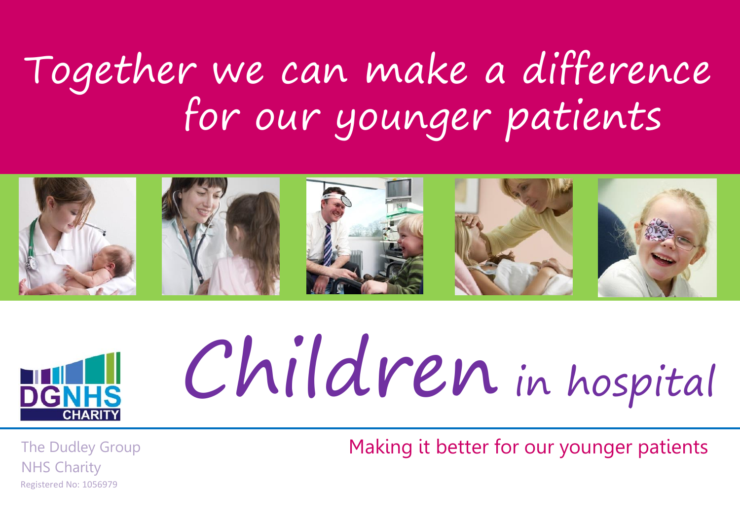# Together we can make a difference for our younger patients

DGNHS CHARITY

# Children in hospital

The Dudley Group NHS Charity
Registered No: 1056979

Making it better for our younger patients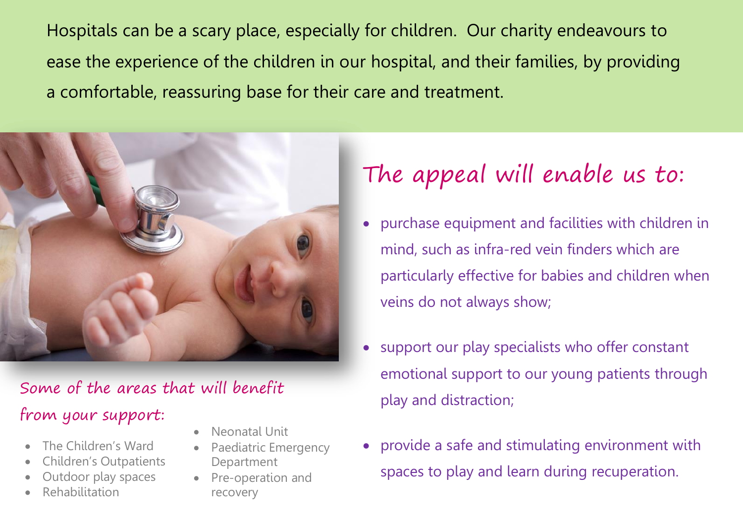Hospitals can be a scary place, especially for children. Our charity endeavours to ease the experience of the children in our hospital, and their families, by providing a comfortable, reassuring base for their care and treatment.

## The appeal will enable us to:

- purchase equipment and facilities with children in mind, such as infra-red vein finders which are particularly effective for babies and children when veins do not always show;
- support our play specialists who offer constant emotional support to our young patients through play and distraction;
- provide a safe and stimulating environment with spaces to play and learn during recuperation.

### Some of the areas that will benefit from your support:

- The Children's Ward
- Children's Outpatients
- Outdoor play spaces
- Rehabilitation
- Neonatal Unit
- Paediatric Emergency Department
- Pre-operation and recovery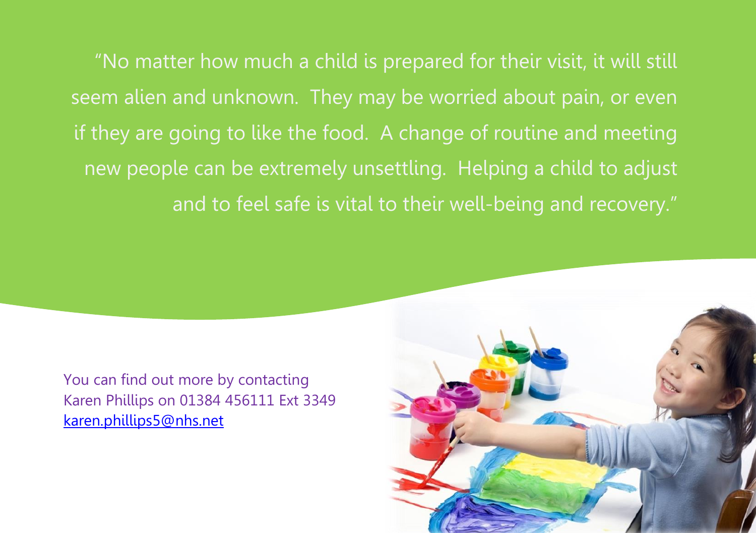"No matter how much a child is prepared for their visit, it will still seem alien and unknown. They may be worried about pain, or even if they are going to like the food. A change of routine and meeting new people can be extremely unsettling. Helping a child to adjust and to feel safe is vital to their well-being and recovery."

You can find out more by contacting Karen Phillips on 01384 456111 Ext 3349
[karen.phillips5@nhs.net](mailto:karen.phillips5@nhs.net)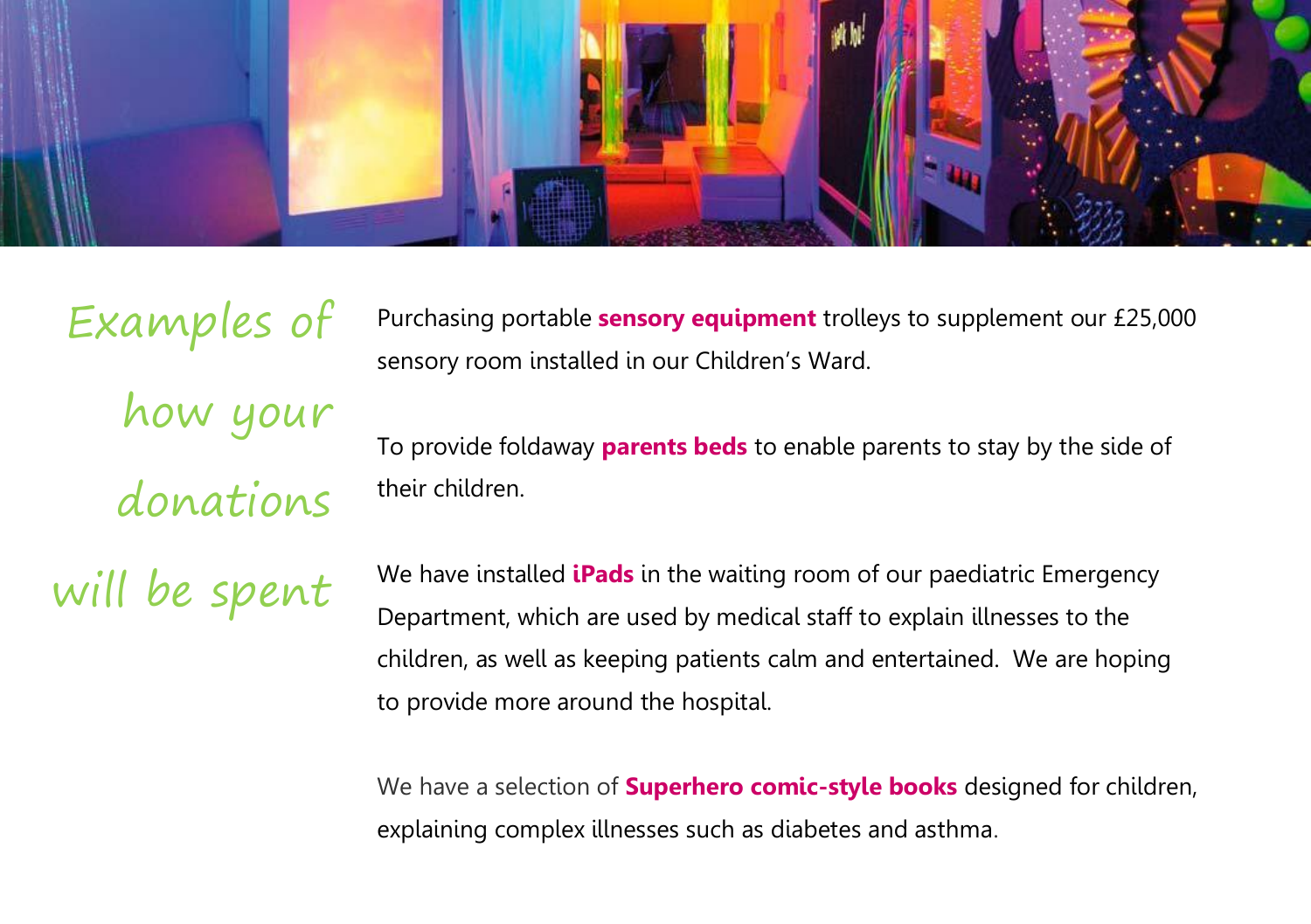# Examples of how your donations will be spent

Purchasing portable **sensory equipment** trolleys to supplement our £25,000 sensory room installed in our Children's Ward.

To provide foldaway **parents beds** to enable parents to stay by the side of their children.

We have installed **iPads** in the waiting room of our paediatric Emergency Department, which are used by medical staff to explain illnesses to the children, as well as keeping patients calm and entertained. We are hoping to provide more around the hospital.

We have a selection of **Superhero comic-style books** designed for children, explaining complex illnesses such as diabetes and asthma.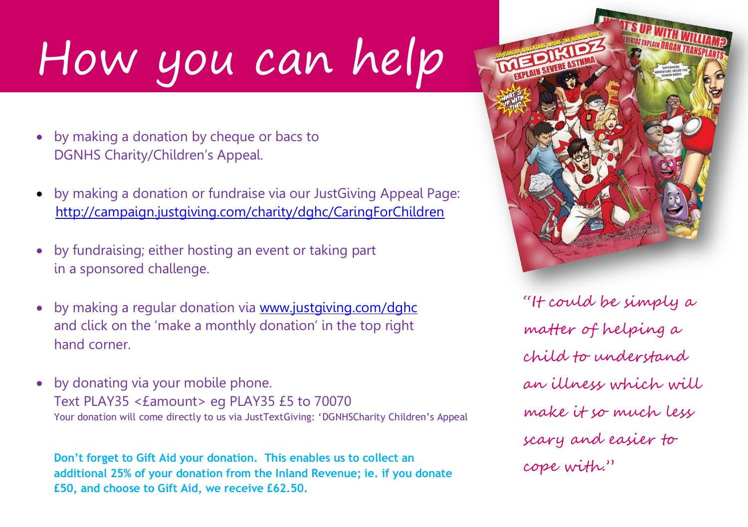# How you can help

- by making a donation by cheque or bacs to DGNHS Charity/Children's Appeal.
- by making a donation or fundraise via our JustGiving Appeal Page: http://campaign.justgiving.com/charity/dghc/CaringForChildren
- by fundraising; either hosting an event or taking part in a sponsored challenge.
- by making a regular donation via www.justgiving.com/dghc and click on the 'make a monthly donation' in the top right hand corner.
- by donating via your mobile phone. Text PLAY35 <£amount> eg PLAY35 £5 to 70070
  Your donation will come directly to us via JustTextGiving: 'DGNHSCharity Children's Appeal

**Don't forget to Gift Aid your donation. This enables us to collect an additional 25% of your donation from the Inland Revenue; ie. if you donate £50, and choose to Gift Aid, we receive £62.50.**

*"It could be simply a matter of helping a child to understand an illness which will make it so much less scary and easier to cope with."*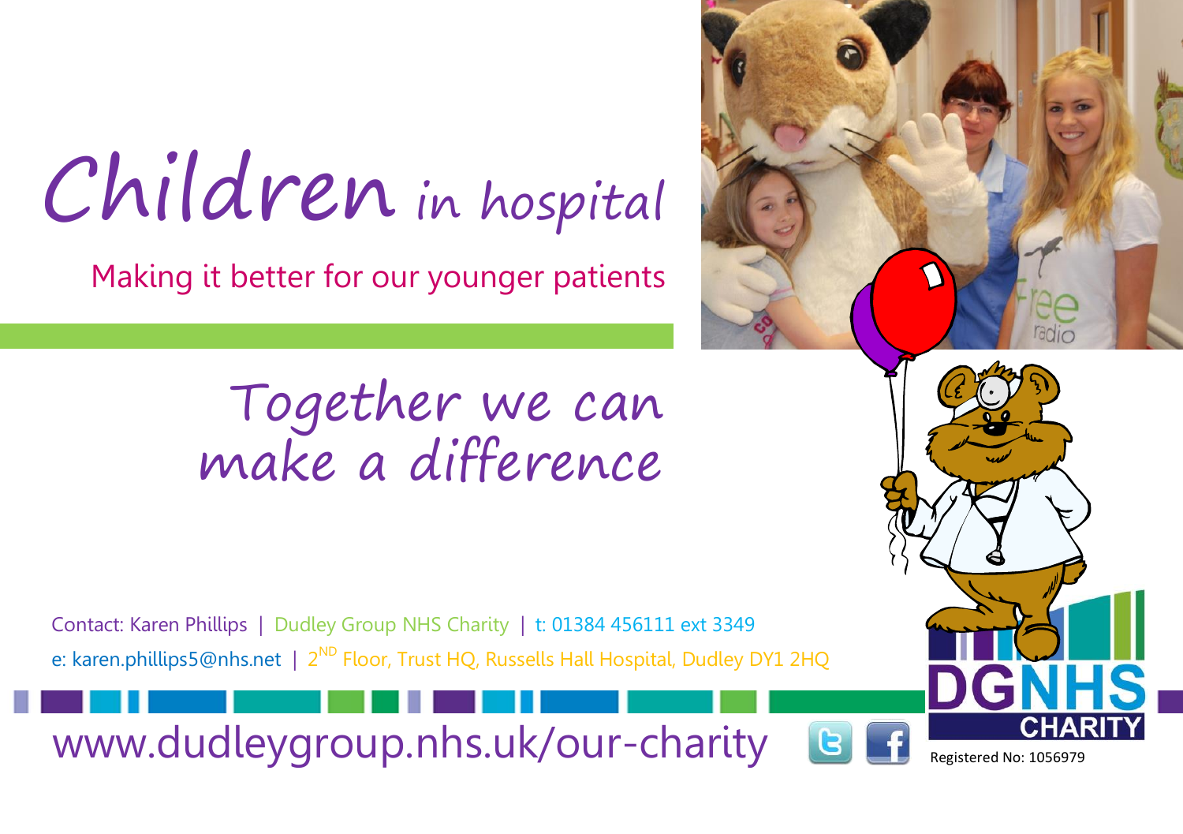# Children in hospital

Making it better for our younger patients

## Together we can make a difference

Contact: Karen Phillips | Dudley Group NHS Charity | t: 01384 456111 ext 3349

e: karen.phillips5@nhs.net | 2ND Floor, Trust HQ, Russells Hall Hospital, Dudley DY1 2HQ

www.dudleygroup.nhs.uk/our-charity

DGNHS CHARITY

Registered No: 1056979